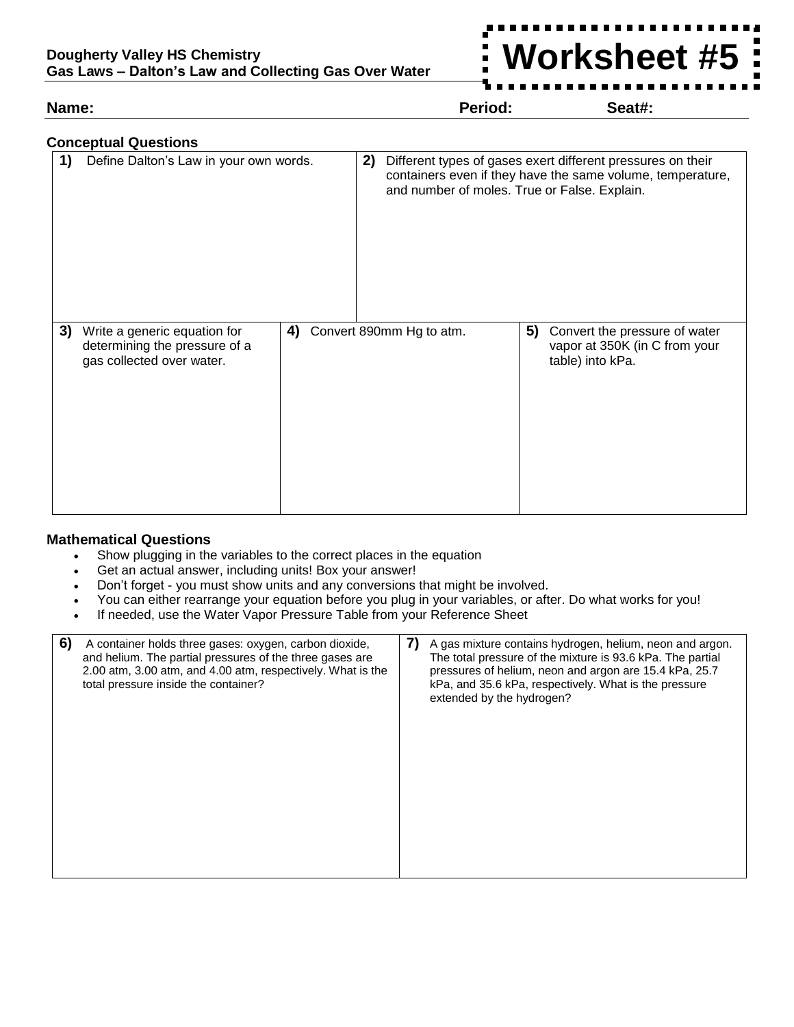**Dougherty Valley HS Chemistry**
**Gas Laws – Dalton's Law and Collecting Gas Over Water**

# Worksheet #5

**Name:** **Period:** **Seat#:**

### Conceptual Questions

**1)** Define Dalton's Law in your own words.

**2)** Different types of gases exert different pressures on their containers even if they have the same volume, temperature, and number of moles. True or False. Explain.

**3)** Write a generic equation for determining the pressure of a gas collected over water.

**4)** Convert 890mm Hg to atm.

**5)** Convert the pressure of water vapor at 350K (in C from your table) into kPa.

### Mathematical Questions

- Show plugging in the variables to the correct places in the equation
- Get an actual answer, including units! Box your answer!
- Don't forget - you must show units and any conversions that might be involved.
- You can either rearrange your equation before you plug in your variables, or after. Do what works for you!
- If needed, use the Water Vapor Pressure Table from your Reference Sheet

**6)** A container holds three gases: oxygen, carbon dioxide, and helium. The partial pressures of the three gases are 2.00 atm, 3.00 atm, and 4.00 atm, respectively. What is the total pressure inside the container?

**7)** A gas mixture contains hydrogen, helium, neon and argon. The total pressure of the mixture is 93.6 kPa. The partial pressures of helium, neon and argon are 15.4 kPa, 25.7 kPa, and 35.6 kPa, respectively. What is the pressure extended by the hydrogen?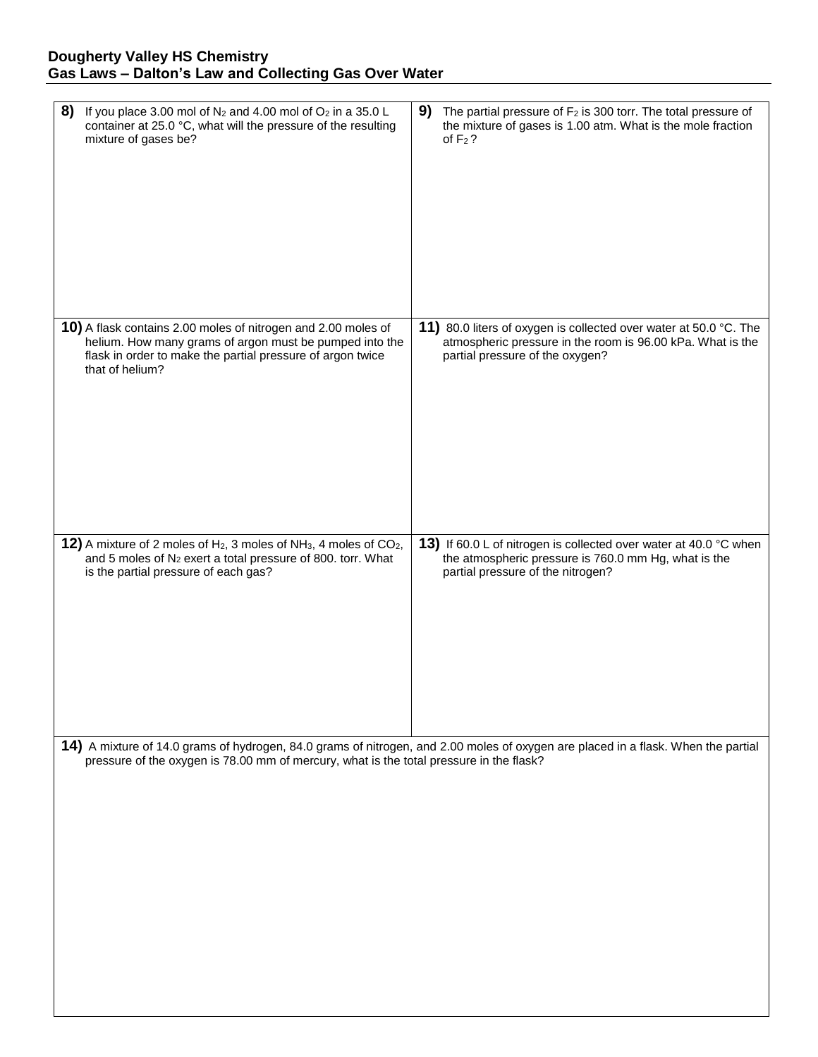**Dougherty Valley HS Chemistry**
**Gas Laws – Dalton's Law and Collecting Gas Over Water**

**8)** If you place 3.00 mol of $N_2$ and 4.00 mol of $O_2$ in a 35.0 L container at 25.0 °C, what will the pressure of the resulting mixture of gases be?

**9)** The partial pressure of $F_2$ is 300 torr. The total pressure of the mixture of gases is 1.00 atm. What is the mole fraction of $F_2$ ?

**10)** A flask contains 2.00 moles of nitrogen and 2.00 moles of helium. How many grams of argon must be pumped into the flask in order to make the partial pressure of argon twice that of helium?

**11)** 80.0 liters of oxygen is collected over water at 50.0 °C. The atmospheric pressure in the room is 96.00 kPa. What is the partial pressure of the oxygen?

**12)** A mixture of 2 moles of $H_2$, 3 moles of $NH_3$, 4 moles of $CO_2$, and 5 moles of $N_2$ exert a total pressure of 800. torr. What is the partial pressure of each gas?

**13)** If 60.0 L of nitrogen is collected over water at 40.0 °C when the atmospheric pressure is 760.0 mm Hg, what is the partial pressure of the nitrogen?

**14)** A mixture of 14.0 grams of hydrogen, 84.0 grams of nitrogen, and 2.00 moles of oxygen are placed in a flask. When the partial pressure of the oxygen is 78.00 mm of mercury, what is the total pressure in the flask?